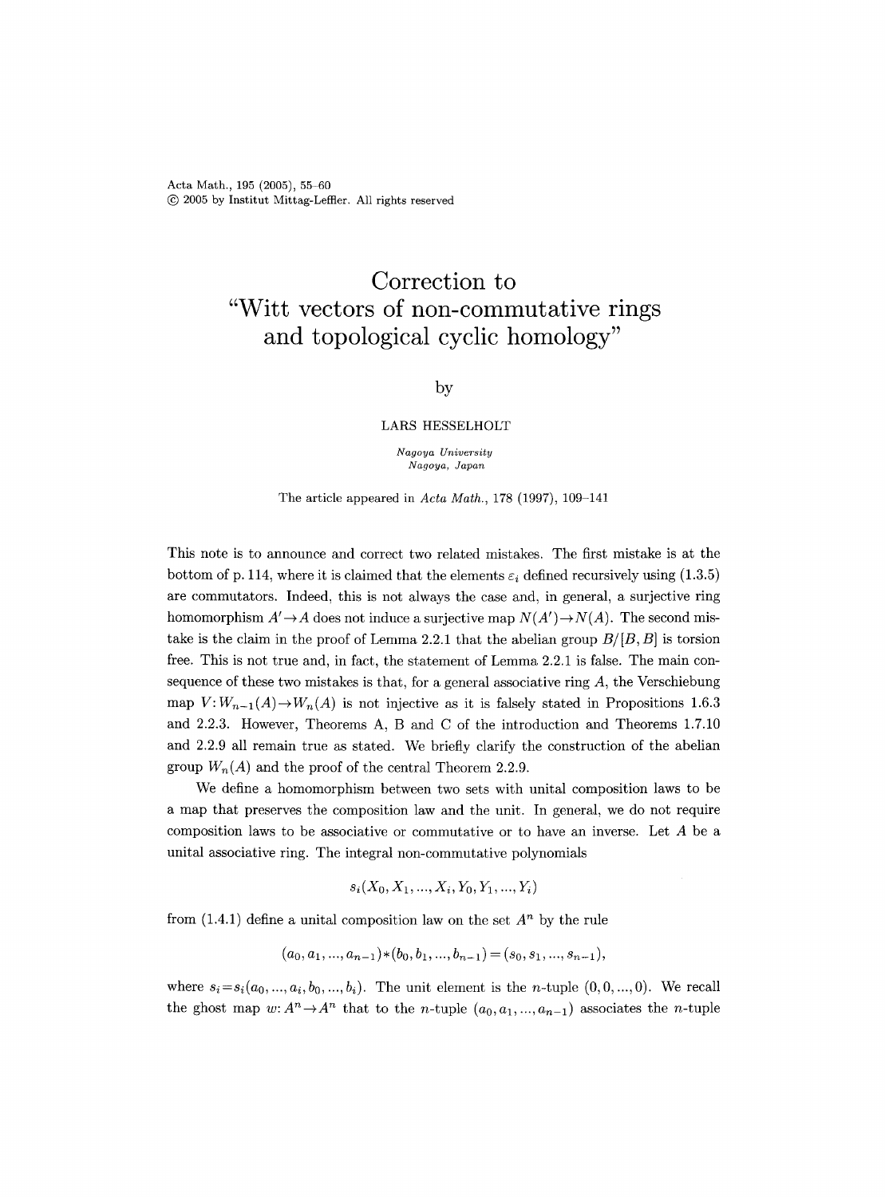# Correction to "Witt vectors of non-commutative rings and topological cyclic homology"

by

LARS HESSELHOLT

*Nagoya University*
*Nagoya, Japan*

The article appeared in *Acta Math.*, 178 (1997), 109–141

This note is to announce and correct two related mistakes. The first mistake is at the bottom of p. 114, where it is claimed that the elements $\varepsilon_i$ defined recursively using (1.3.5) are commutators. Indeed, this is not always the case and, in general, a surjective ring homomorphism $A' \to A$ does not induce a surjective map $N(A') \to N(A)$. The second mistake is the claim in the proof of Lemma 2.2.1 that the abelian group $B/[B,B]$ is torsion free. This is not true and, in fact, the statement of Lemma 2.2.1 is false. The main consequence of these two mistakes is that, for a general associative ring $A$, the Verschiebung map $V: W_{n-1}(A) \to W_n(A)$ is not injective as it is falsely stated in Propositions 1.6.3 and 2.2.3. However, Theorems A, B and C of the introduction and Theorems 1.7.10 and 2.2.9 all remain true as stated. We briefly clarify the construction of the abelian group $W_n(A)$ and the proof of the central Theorem 2.2.9.

We define a homomorphism between two sets with unital composition laws to be a map that preserves the composition law and the unit. In general, we do not require composition laws to be associative or commutative or to have an inverse. Let $A$ be a unital associative ring. The integral non-commutative polynomials

$$s_i(X_0, X_1, ..., X_i, Y_0, Y_1, ..., Y_i)$$

from (1.4.1) define a unital composition law on the set $A^n$ by the rule

$$(a_0, a_1, ..., a_{n-1}) * (b_0, b_1, ..., b_{n-1}) = (s_0, s_1, ..., s_{n-1}),$$

where $s_i = s_i(a_0, ..., a_i, b_0, ..., b_i)$. The unit element is the $n$-tuple $(0, 0, ..., 0)$. We recall the ghost map $w: A^n \to A^n$ that to the $n$-tuple $(a_0, a_1, ..., a_{n-1})$ associates the $n$-tuple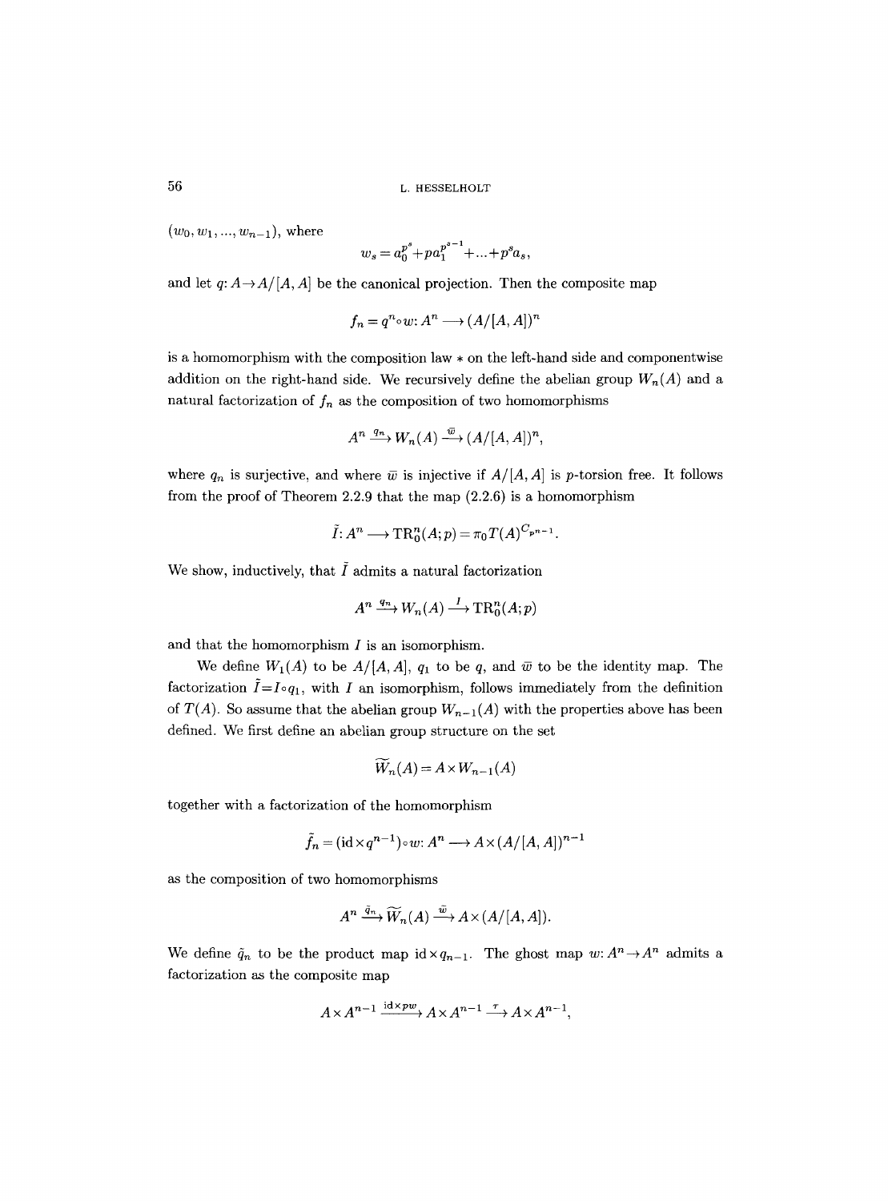$(w_0, w_1, \ldots, w_{n-1})$, where

$$w_s = a_0^{p^s} + p a_1^{p^{s-1}} + \ldots + p^s a_s,$$

and let $q: A \to A/[A,A]$ be the canonical projection. Then the composite map

$$f_n = q^n \circ w : A^n \longrightarrow (A/[A,A])^n$$

is a homomorphism with the composition law $*$ on the left-hand side and componentwise addition on the right-hand side. We recursively define the abelian group $W_n(A)$ and a natural factorization of $f_n$ as the composition of two homomorphisms

$$A^n \xrightarrow{q_n} W_n(A) \xrightarrow{\bar{w}} (A/[A,A])^n,$$

where $q_n$ is surjective, and where $\bar{w}$ is injective if $A/[A,A]$ is $p$-torsion free. It follows from the proof of Theorem 2.2.9 that the map (2.2.6) is a homomorphism

$$\tilde{I}: A^n \longrightarrow \mathrm{TR}_0^n(A;p) = \pi_0 T(A)^{C_{p^{n-1}}}.$$

We show, inductively, that $\tilde{I}$ admits a natural factorization

$$A^n \xrightarrow{q_n} W_n(A) \xrightarrow{I} \mathrm{TR}_0^n(A;p)$$

and that the homomorphism $I$ is an isomorphism.

We define $W_1(A)$ to be $A/[A,A]$, $q_1$ to be $q$, and $\bar{w}$ to be the identity map. The factorization $\tilde{I} = I \circ q_1$, with $I$ an isomorphism, follows immediately from the definition of $T(A)$. So assume that the abelian group $W_{n-1}(A)$ with the properties above has been defined. We first define an abelian group structure on the set

$$\widetilde{W}_n(A) = A \times W_{n-1}(A)$$

together with a factorization of the homomorphism

$$\tilde{f}_n = (\mathrm{id} \times q^{n-1}) \circ w : A^n \longrightarrow A \times (A/[A,A])^{n-1}$$

as the composition of two homomorphisms

$$A^n \xrightarrow{\tilde{q}_n} \widetilde{W}_n(A) \xrightarrow{\bar{w}} A \times (A/[A,A]).$$

We define $\tilde{q}_n$ to be the product map $\mathrm{id} \times q_{n-1}$. The ghost map $w: A^n \to A^n$ admits a factorization as the composite map

$$A \times A^{n-1} \xrightarrow{\mathrm{id} \times pw} A \times A^{n-1} \xrightarrow{\tau} A \times A^{n-1},$$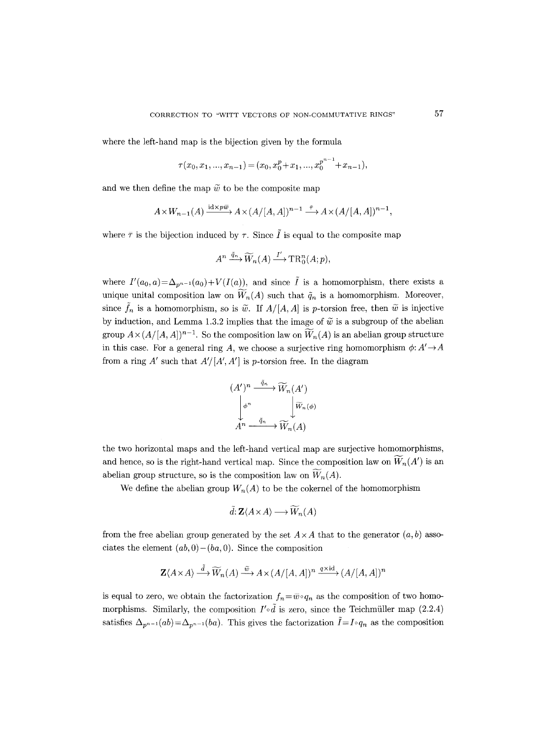where the left-hand map is the bijection given by the formula

$$\tau(x_0, x_1, \ldots, x_{n-1}) = (x_0, x_0^p + x_1, \ldots, x_0^{p^{n-1}} + x_{n-1}),$$

and we then define the map $\tilde{w}$ to be the composite map

$$A \times W_{n-1}(A) \xrightarrow{\mathrm{id} \times p\bar{w}} A \times (A/[A,A])^{n-1} \xrightarrow{\bar{\tau}} A \times (A/[A,A])^{n-1},$$

where $\bar{\tau}$ is the bijection induced by $\tau$. Since $\tilde{I}$ is equal to the composite map

$$A^n \xrightarrow{\tilde{q}_n} \widetilde{W}_n(A) \xrightarrow{I'} \mathrm{TR}_0^n(A;p),$$

where $I'(a_0, a) = \Delta_{p^{n-1}}(a_0) + V(I(a))$, and since $\tilde{I}$ is a homomorphism, there exists a unique unital composition law on $\widetilde{W}_n(A)$ such that $\tilde{q}_n$ is a homomorphism. Moreover, since $\tilde{f}_n$ is a homomorphism, so is $\tilde{w}$. If $A/[A,A]$ is $p$-torsion free, then $\tilde{w}$ is injective by induction, and Lemma 1.3.2 implies that the image of $\tilde{w}$ is a subgroup of the abelian group $A \times (A/[A,A])^{n-1}$. So the composition law on $\widetilde{W}_n(A)$ is an abelian group structure in this case. For a general ring $A$, we choose a surjective ring homomorphism $\phi\colon A' \to A$ from a ring $A'$ such that $A'/[A',A']$ is $p$-torsion free. In the diagram

$$\begin{array}{ccc} (A')^n & \xrightarrow{\tilde{q}_n} & \widetilde{W}_n(A') \\ \downarrow{\scriptstyle \phi^n} & & \downarrow{\scriptstyle \widetilde{W}_n(\phi)} \\ A^n & \xrightarrow{\tilde{q}_n} & \widetilde{W}_n(A) \end{array}$$

the two horizontal maps and the left-hand vertical map are surjective homomorphisms, and hence, so is the right-hand vertical map. Since the composition law on $\widetilde{W}_n(A')$ is an abelian group structure, so is the composition law on $\widetilde{W}_n(A)$.

We define the abelian group $W_n(A)$ to be the cokernel of the homomorphism

$$\tilde{d}\colon \mathbf{Z}\langle A \times A \rangle \longrightarrow \widetilde{W}_n(A)$$

from the free abelian group generated by the set $A \times A$ that to the generator $(a,b)$ associates the element $(ab, 0) - (ba, 0)$. Since the composition

$$\mathbf{Z}\langle A \times A \rangle \xrightarrow{\tilde{d}} \widetilde{W}_n(A) \xrightarrow{\tilde{w}} A \times (A/[A,A])^n \xrightarrow{q \times \mathrm{id}} (A/[A,A])^n$$

is equal to zero, we obtain the factorization $f_n = \bar{w} \circ q_n$ as the composition of two homomorphisms. Similarly, the composition $I' \circ \tilde{d}$ is zero, since the Teichmüller map (2.2.4) satisfies $\Delta_{p^{n-1}}(ab) = \Delta_{p^{n-1}}(ba)$. This gives the factorization $\tilde{I} = I \circ q_n$ as the composition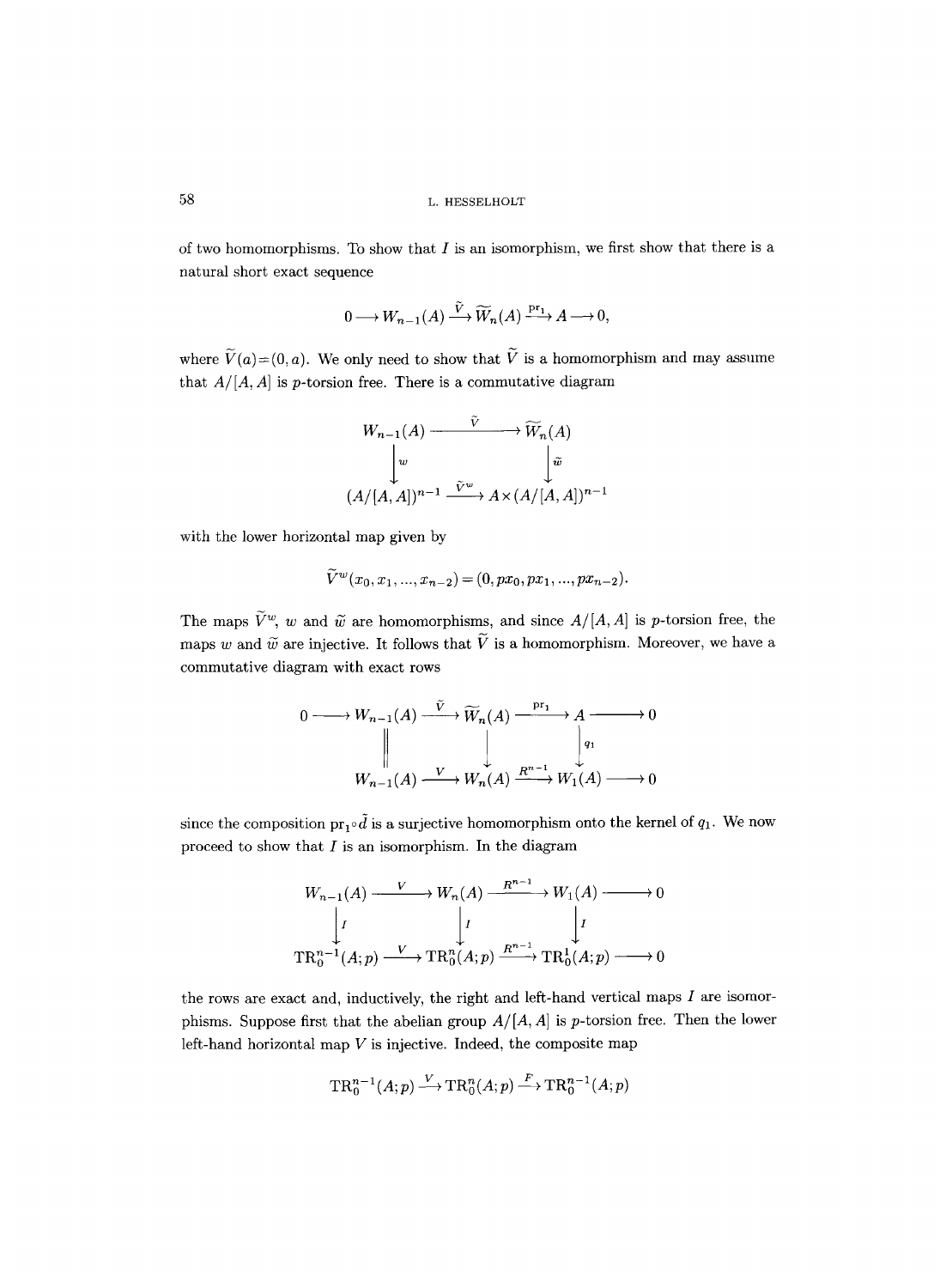of two homomorphisms. To show that $I$ is an isomorphism, we first show that there is a natural short exact sequence

$$0 \longrightarrow W_{n-1}(A) \xrightarrow{\widetilde{V}} \widetilde{W}_n(A) \xrightarrow{\mathrm{pr}_1} A \longrightarrow 0,$$

where $\widetilde{V}(a)=(0,a)$. We only need to show that $\widetilde{V}$ is a homomorphism and may assume that $A/[A,A]$ is $p$-torsion free. There is a commutative diagram

$$\begin{array}{ccc} W_{n-1}(A) & \xrightarrow{\quad \widetilde{V} \quad} & \widetilde{W}_n(A) \\ \Big\downarrow{\scriptstyle w} & & \Big\downarrow{\scriptstyle \widetilde{w}} \\ (A/[A,A])^{n-1} & \xrightarrow{\widetilde{V}^w} & A \times (A/[A,A])^{n-1} \end{array}$$

with the lower horizontal map given by

$$\widetilde{V}^w(x_0, x_1, ..., x_{n-2}) = (0, px_0, px_1, ..., px_{n-2}).$$

The maps $\widetilde{V}^w$, $w$ and $\widetilde{w}$ are homomorphisms, and since $A/[A,A]$ is $p$-torsion free, the maps $w$ and $\widetilde{w}$ are injective. It follows that $\widetilde{V}$ is a homomorphism. Moreover, we have a commutative diagram with exact rows

$$\begin{array}{ccccccc} 0 \longrightarrow & W_{n-1}(A) & \xrightarrow{\widetilde{V}} & \widetilde{W}_n(A) & \xrightarrow{\mathrm{pr}_1} & A & \longrightarrow 0 \\ & \Big\| & & \Big\downarrow & & \Big\downarrow{\scriptstyle q_1} & \\ & W_{n-1}(A) & \xrightarrow{V} & W_n(A) & \xrightarrow{R^{n-1}} & W_1(A) & \longrightarrow 0 \end{array}$$

since the composition $\mathrm{pr}_1 \circ \tilde{d}$ is a surjective homomorphism onto the kernel of $q_1$. We now proceed to show that $I$ is an isomorphism. In the diagram

$$\begin{array}{ccccccc} W_{n-1}(A) & \xrightarrow{V} & W_n(A) & \xrightarrow{R^{n-1}} & W_1(A) & \longrightarrow 0 \\ \Big\downarrow{\scriptstyle I} & & \Big\downarrow{\scriptstyle I} & & \Big\downarrow{\scriptstyle I} & \\ \mathrm{TR}_0^{n-1}(A;p) & \xrightarrow{V} & \mathrm{TR}_0^n(A;p) & \xrightarrow{R^{n-1}} & \mathrm{TR}_0^1(A;p) & \longrightarrow 0 \end{array}$$

the rows are exact and, inductively, the right and left-hand vertical maps $I$ are isomorphisms. Suppose first that the abelian group $A/[A,A]$ is $p$-torsion free. Then the lower left-hand horizontal map $V$ is injective. Indeed, the composite map

$$\mathrm{TR}_0^{n-1}(A;p) \xrightarrow{V} \mathrm{TR}_0^n(A;p) \xrightarrow{F} \mathrm{TR}_0^{n-1}(A;p)$$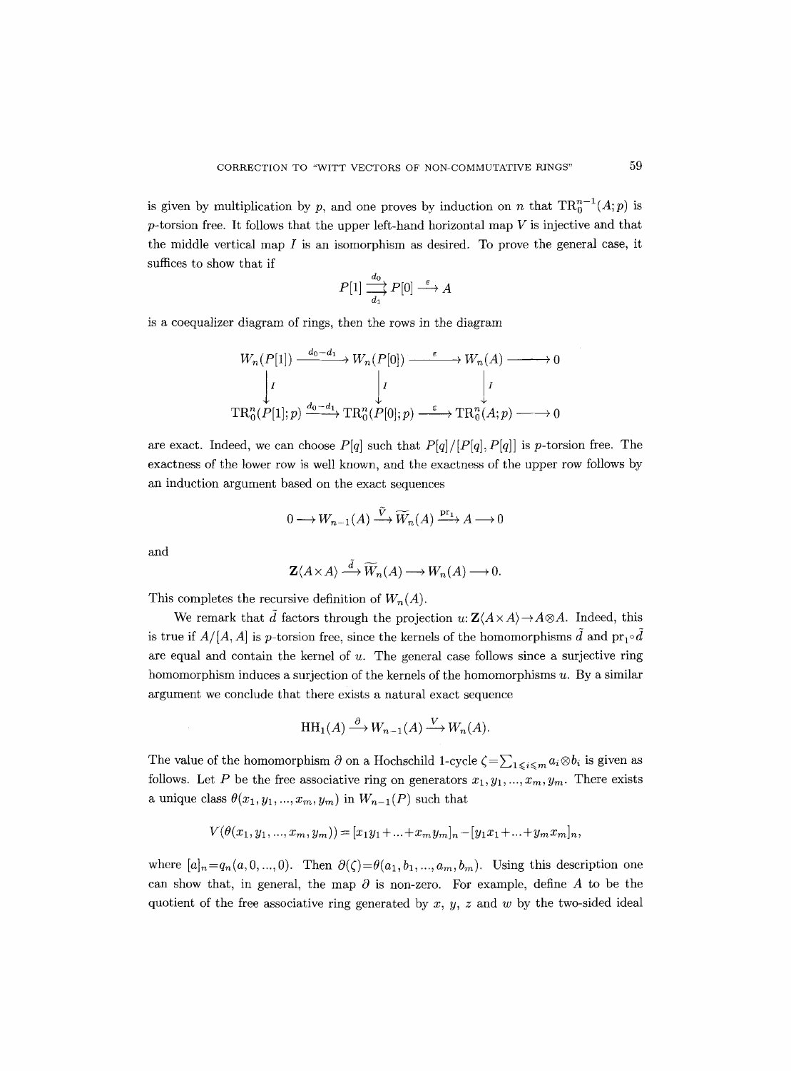is given by multiplication by $p$, and one proves by induction on $n$ that $\mathrm{TR}_0^{n-1}(A;p)$ is $p$-torsion free. It follows that the upper left-hand horizontal map $V$ is injective and that the middle vertical map $I$ is an isomorphism as desired. To prove the general case, it suffices to show that if

$$P[1] \underset{d_1}{\overset{d_0}{\rightrightarrows}} P[0] \xrightarrow{\varepsilon} A$$

is a coequalizer diagram of rings, then the rows in the diagram

$$\begin{array}{ccccccc}
W_n(P[1]) & \xrightarrow{d_0-d_1} & W_n(P[0]) & \xrightarrow{\varepsilon} & W_n(A) & \longrightarrow & 0 \\
\downarrow I & & \downarrow I & & \downarrow I & & \\
\mathrm{TR}_0^n(P[1];p) & \xrightarrow{d_0-d_1} & \mathrm{TR}_0^n(P[0];p) & \xrightarrow{\varepsilon} & \mathrm{TR}_0^n(A;p) & \longrightarrow & 0
\end{array}$$

are exact. Indeed, we can choose $P[q]$ such that $P[q]/[P[q],P[q]]$ is $p$-torsion free. The exactness of the lower row is well known, and the exactness of the upper row follows by an induction argument based on the exact sequences

$$0 \longrightarrow W_{n-1}(A) \xrightarrow{\tilde{V}} \widetilde{W}_n(A) \xrightarrow{\mathrm{pr}_1} A \longrightarrow 0$$

and

$$\mathbf{Z}\langle A \times A\rangle \xrightarrow{\tilde{d}} \widetilde{W}_n(A) \longrightarrow W_n(A) \longrightarrow 0.$$

This completes the recursive definition of $W_n(A)$.

We remark that $\tilde{d}$ factors through the projection $u\colon \mathbf{Z}\langle A\times A\rangle \to A\otimes A$. Indeed, this is true if $A/[A,A]$ is $p$-torsion free, since the kernels of the homomorphisms $\tilde{d}$ and $\mathrm{pr}_1\circ\tilde{d}$ are equal and contain the kernel of $u$. The general case follows since a surjective ring homomorphism induces a surjection of the kernels of the homomorphisms $u$. By a similar argument we conclude that there exists a natural exact sequence

$$\mathrm{HH}_1(A) \xrightarrow{\partial} W_{n-1}(A) \xrightarrow{V} W_n(A).$$

The value of the homomorphism $\partial$ on a Hochschild 1-cycle $\zeta = \sum_{1\leqslant i\leqslant m} a_i \otimes b_i$ is given as follows. Let $P$ be the free associative ring on generators $x_1, y_1, \ldots, x_m, y_m$. There exists a unique class $\theta(x_1, y_1, \ldots, x_m, y_m)$ in $W_{n-1}(P)$ such that

$$V(\theta(x_1, y_1, \ldots, x_m, y_m)) = [x_1y_1 + \ldots + x_my_m]_n - [y_1x_1 + \ldots + y_mx_m]_n,$$

where $[a]_n = q_n(a, 0, \ldots, 0)$. Then $\partial(\zeta) = \theta(a_1, b_1, \ldots, a_m, b_m)$. Using this description one can show that, in general, the map $\partial$ is non-zero. For example, define $A$ to be the quotient of the free associative ring generated by $x$, $y$, $z$ and $w$ by the two-sided ideal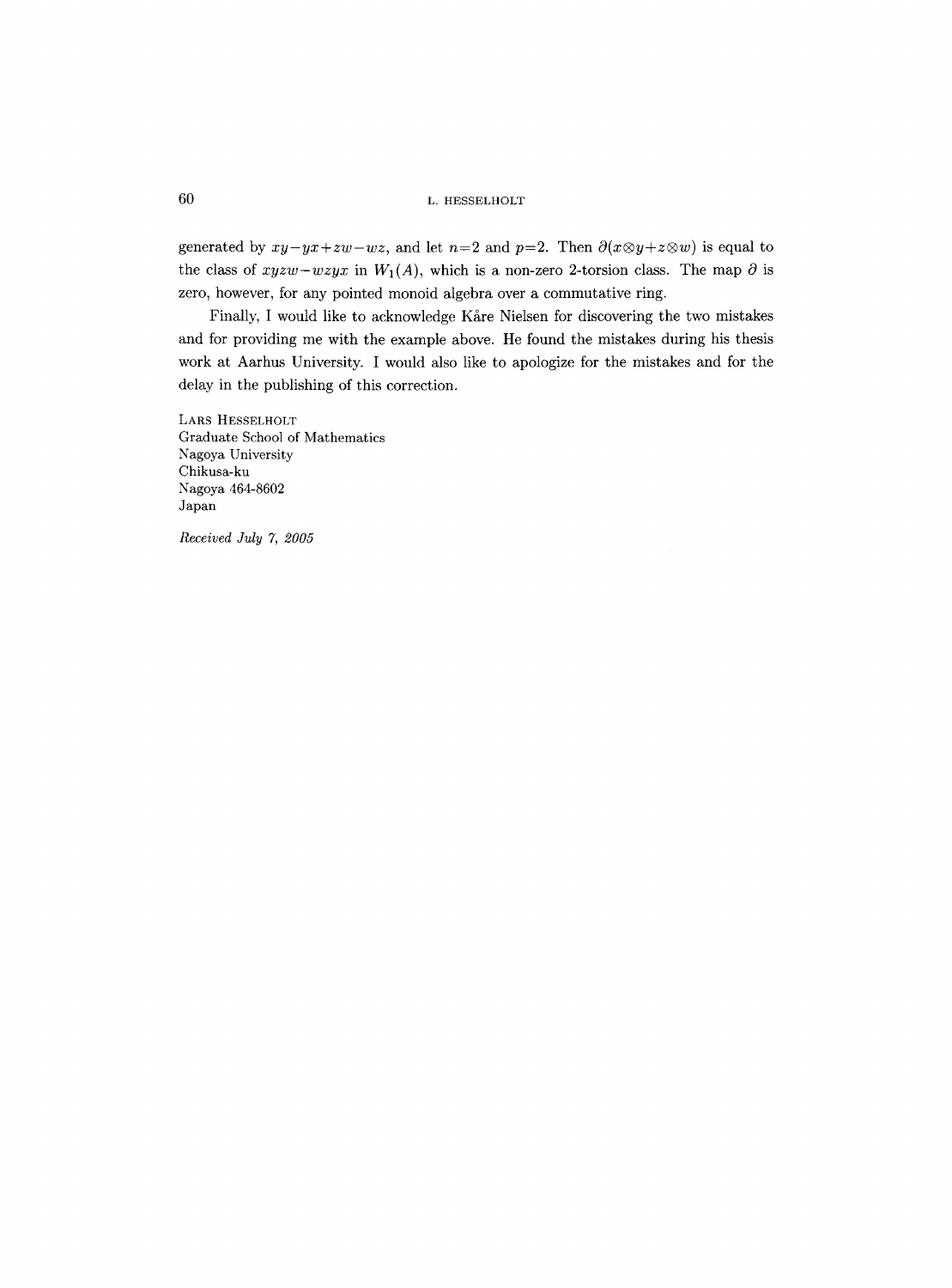generated by $xy-yx+zw-wz$, and let $n=2$ and $p=2$. Then $\partial(x\otimes y+z\otimes w)$ is equal to the class of $xyzw-wzyx$ in $W_1(A)$, which is a non-zero 2-torsion class. The map $\partial$ is zero, however, for any pointed monoid algebra over a commutative ring.

Finally, I would like to acknowledge Kåre Nielsen for discovering the two mistakes and for providing me with the example above. He found the mistakes during his thesis work at Aarhus University. I would also like to apologize for the mistakes and for the delay in the publishing of this correction.

LARS HESSELHOLT
Graduate School of Mathematics
Nagoya University
Chikusa-ku
Nagoya 464-8602
Japan

*Received July 7, 2005*